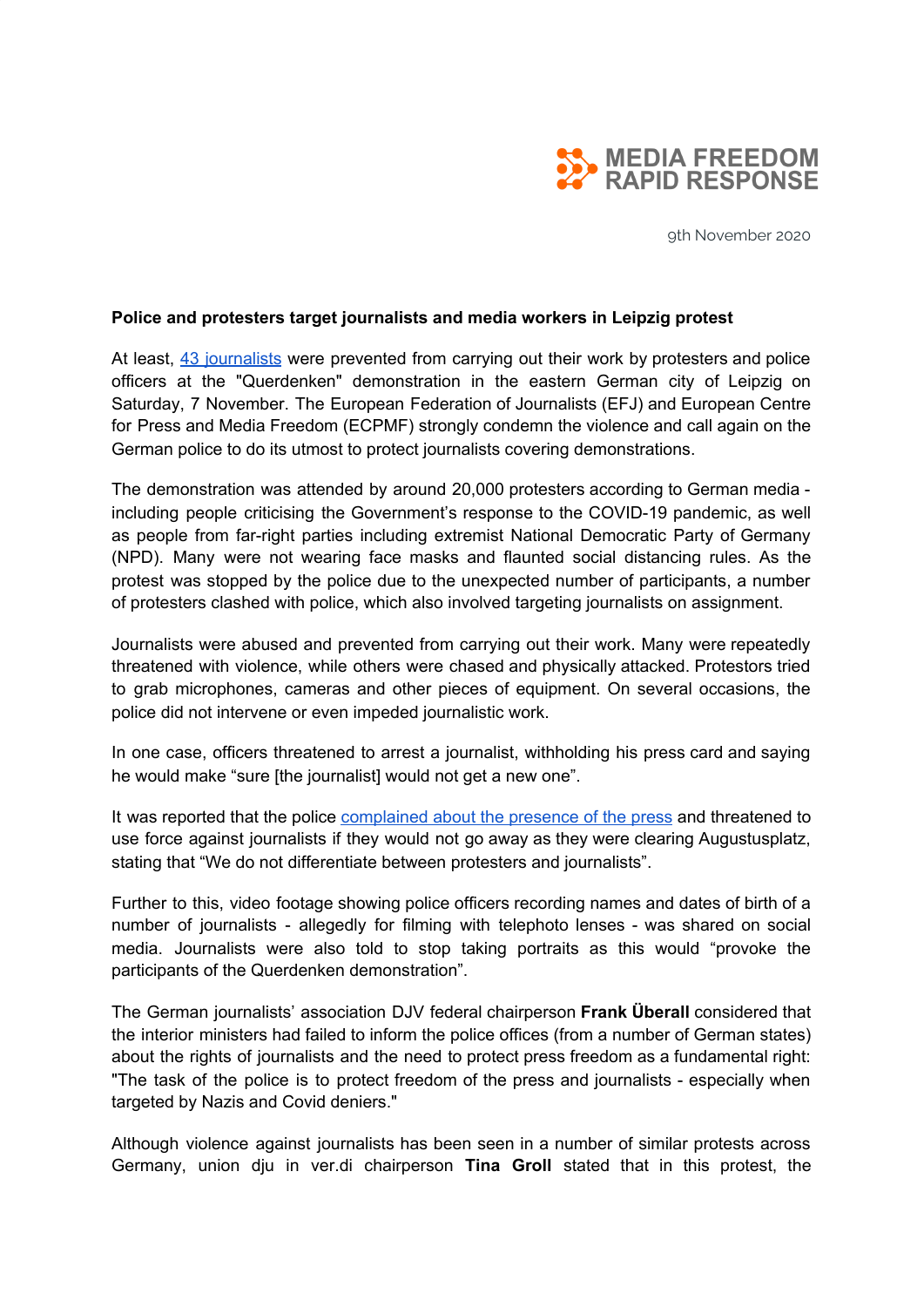MEDIA FREEDOM RAPID RESPONSE

9th November 2020

**Police and protesters target journalists and media workers in Leipzig protest**

At least, 43 journalists were prevented from carrying out their work by protesters and police officers at the "Querdenken" demonstration in the eastern German city of Leipzig on Saturday, 7 November. The European Federation of Journalists (EFJ) and European Centre for Press and Media Freedom (ECPMF) strongly condemn the violence and call again on the German police to do its utmost to protect journalists covering demonstrations.

The demonstration was attended by around 20,000 protesters according to German media - including people criticising the Government's response to the COVID-19 pandemic, as well as people from far-right parties including extremist National Democratic Party of Germany (NPD). Many were not wearing face masks and flaunted social distancing rules. As the protest was stopped by the police due to the unexpected number of participants, a number of protesters clashed with police, which also involved targeting journalists on assignment.

Journalists were abused and prevented from carrying out their work. Many were repeatedly threatened with violence, while others were chased and physically attacked. Protestors tried to grab microphones, cameras and other pieces of equipment. On several occasions, the police did not intervene or even impeded journalistic work.

In one case, officers threatened to arrest a journalist, withholding his press card and saying he would make "sure [the journalist] would not get a new one".

It was reported that the police complained about the presence of the press and threatened to use force against journalists if they would not go away as they were clearing Augustusplatz, stating that "We do not differentiate between protesters and journalists".

Further to this, video footage showing police officers recording names and dates of birth of a number of journalists - allegedly for filming with telephoto lenses - was shared on social media. Journalists were also told to stop taking portraits as this would "provoke the participants of the Querdenken demonstration".

The German journalists' association DJV federal chairperson **Frank Überall** considered that the interior ministers had failed to inform the police offices (from a number of German states) about the rights of journalists and the need to protect press freedom as a fundamental right: "The task of the police is to protect freedom of the press and journalists - especially when targeted by Nazis and Covid deniers."

Although violence against journalists has been seen in a number of similar protests across Germany, union dju in ver.di chairperson **Tina Groll** stated that in this protest, the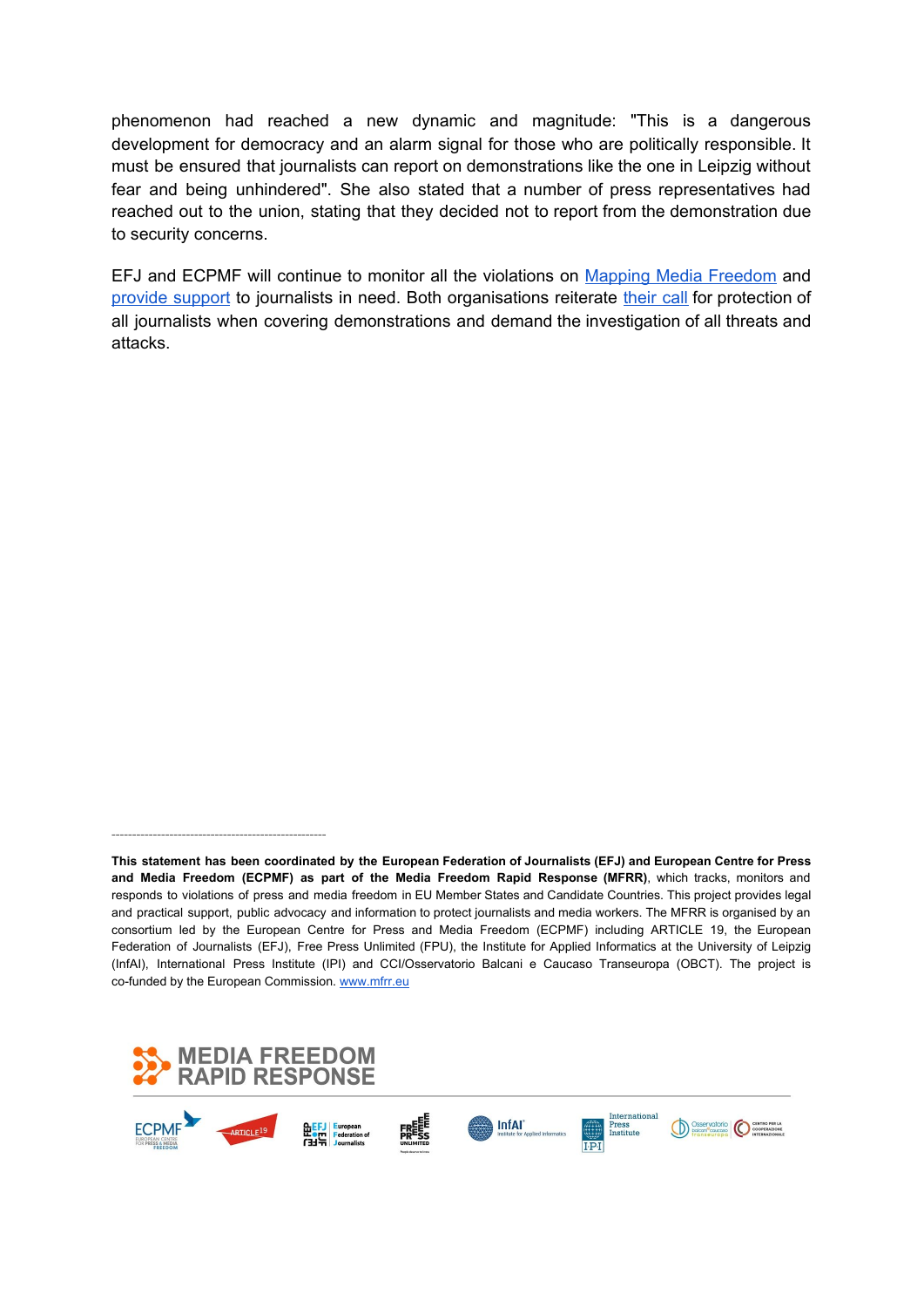phenomenon had reached a new dynamic and magnitude: "This is a dangerous development for democracy and an alarm signal for those who are politically responsible. It must be ensured that journalists can report on demonstrations like the one in Leipzig without fear and being unhindered". She also stated that a number of press representatives had reached out to the union, stating that they decided not to report from the demonstration due to security concerns.

EFJ and ECPMF will continue to monitor all the violations on Mapping Media Freedom and provide support to journalists in need. Both organisations reiterate their call for protection of all journalists when covering demonstrations and demand the investigation of all threats and attacks.

---

**This statement has been coordinated by the European Federation of Journalists (EFJ) and European Centre for Press and Media Freedom (ECPMF) as part of the Media Freedom Rapid Response (MFRR)**, which tracks, monitors and responds to violations of press and media freedom in EU Member States and Candidate Countries. This project provides legal and practical support, public advocacy and information to protect journalists and media workers. The MFRR is organised by an consortium led by the European Centre for Press and Media Freedom (ECPMF) including ARTICLE 19, the European Federation of Journalists (EFJ), Free Press Unlimited (FPU), the Institute for Applied Informatics at the University of Leipzig (InfAI), International Press Institute (IPI) and CCI/Osservatorio Balcani e Caucaso Transeuropa (OBCT). The project is co-funded by the European Commission. www.mfrr.eu